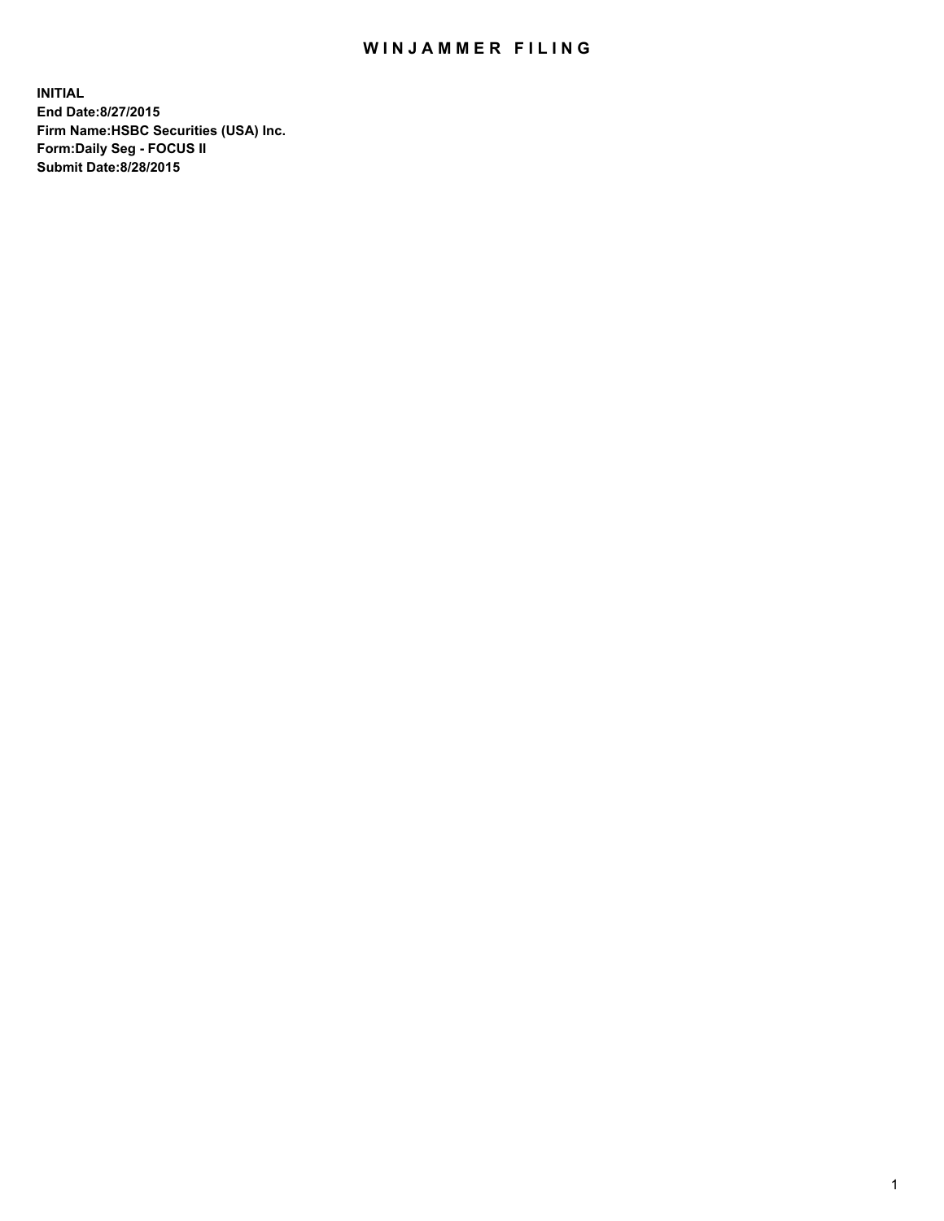# WINJAMMER FILING

**INITIAL**
**End Date:8/27/2015**
**Firm Name:HSBC Securities (USA) Inc.**
**Form:Daily Seg - FOCUS II**
**Submit Date:8/28/2015**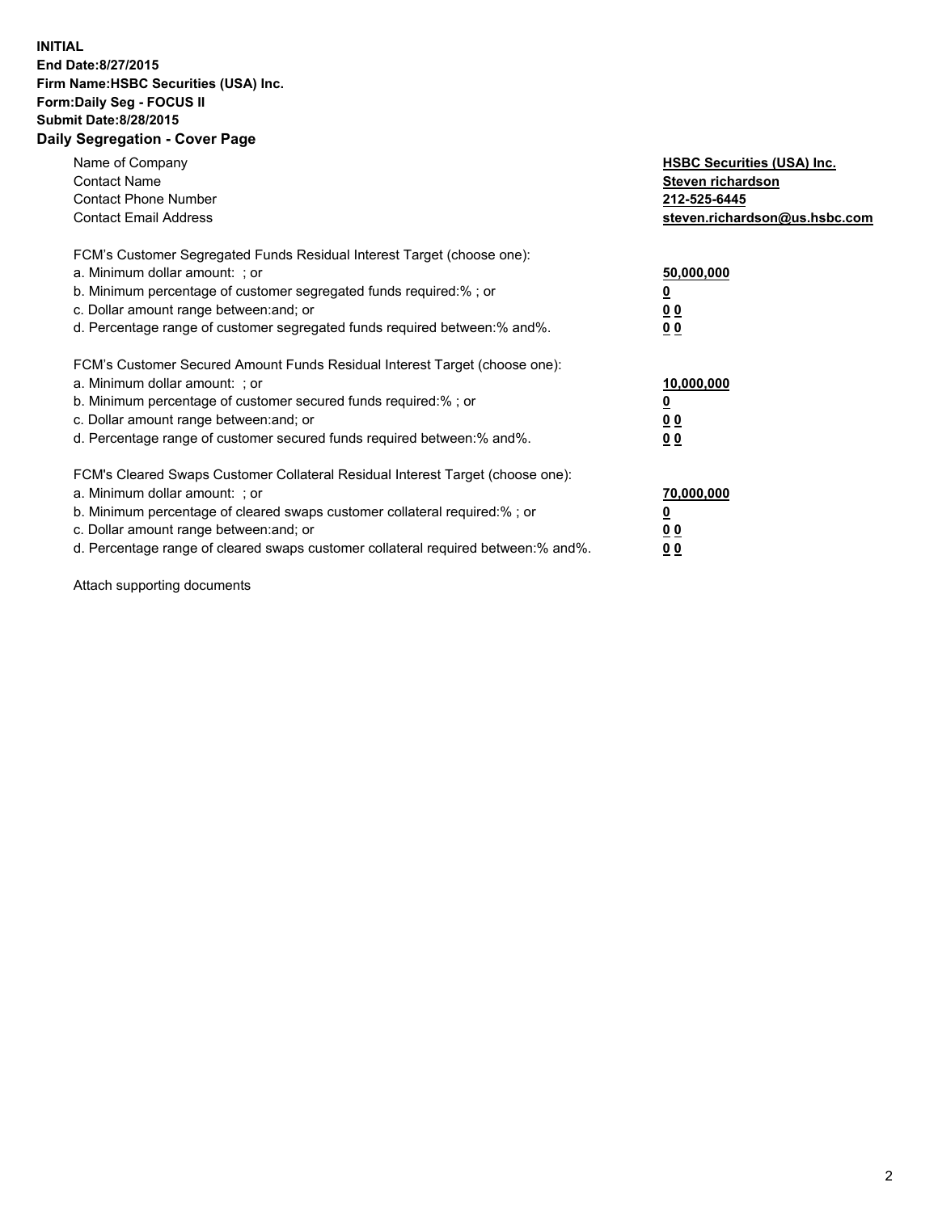**INITIAL**
**End Date:8/27/2015**
**Firm Name:HSBC Securities (USA) Inc.**
**Form:Daily Seg - FOCUS II**
**Submit Date:8/28/2015**

## Daily Segregation - Cover Page

| | |
|---|---|
| Name of Company | **HSBC Securities (USA) Inc.** |
| Contact Name | **Steven richardson** |
| Contact Phone Number | **212-525-6445** |
| Contact Email Address | **steven.richardson@us.hsbc.com** |

| | |
|---|---|
| FCM's Customer Segregated Funds Residual Interest Target (choose one): | |
| a. Minimum dollar amount: ; or | **50,000,000** |
| b. Minimum percentage of customer segregated funds required:% ; or | **0** |
| c. Dollar amount range between:and; or | **0 0** |
| d. Percentage range of customer segregated funds required between:% and%. | **0 0** |

| | |
|---|---|
| FCM's Customer Secured Amount Funds Residual Interest Target (choose one): | |
| a. Minimum dollar amount: ; or | **10,000,000** |
| b. Minimum percentage of customer secured funds required:% ; or | **0** |
| c. Dollar amount range between:and; or | **0 0** |
| d. Percentage range of customer secured funds required between:% and%. | **0 0** |

| | |
|---|---|
| FCM's Cleared Swaps Customer Collateral Residual Interest Target (choose one): | |
| a. Minimum dollar amount: ; or | **70,000,000** |
| b. Minimum percentage of cleared swaps customer collateral required:% ; or | **0** |
| c. Dollar amount range between:and; or | **0 0** |
| d. Percentage range of cleared swaps customer collateral required between:% and%. | **0 0** |

Attach supporting documents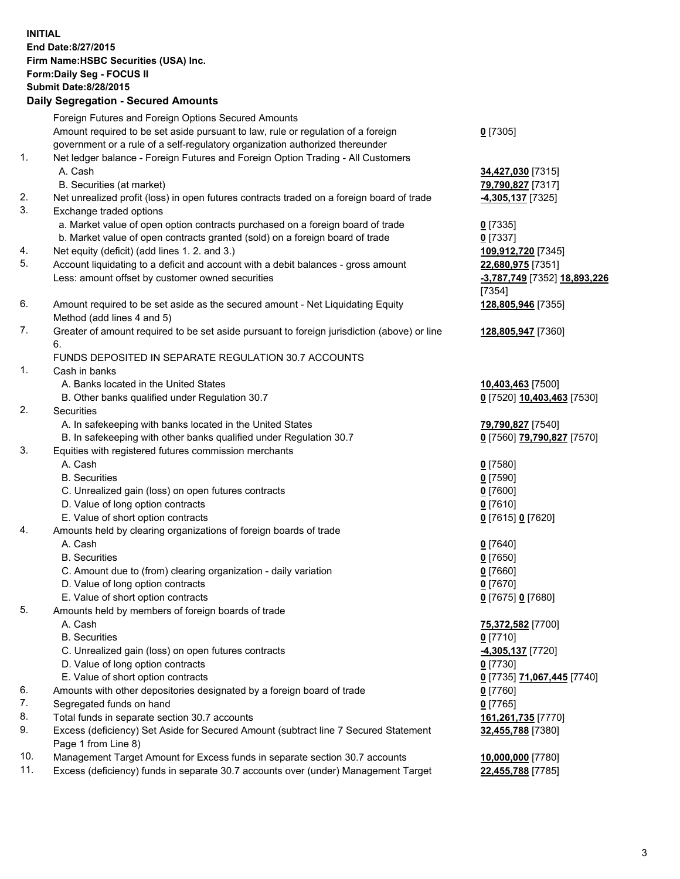**INITIAL**
**End Date:8/27/2015**
**Firm Name:HSBC Securities (USA) Inc.**
**Form:Daily Seg - FOCUS II**
**Submit Date:8/28/2015**

## Daily Segregation - Secured Amounts

| | | |
|---|---|---|
| | Foreign Futures and Foreign Options Secured Amounts | |
| | Amount required to be set aside pursuant to law, rule or regulation of a foreign government or a rule of a self-regulatory organization authorized thereunder | **0** [7305] |
| 1. | Net ledger balance - Foreign Futures and Foreign Option Trading - All Customers | |
| | A. Cash | **34,427,030** [7315] |
| | B. Securities (at market) | **79,790,827** [7317] |
| 2. | Net unrealized profit (loss) in open futures contracts traded on a foreign board of trade | **-4,305,137** [7325] |
| 3. | Exchange traded options | |
| | a. Market value of open option contracts purchased on a foreign board of trade | **0** [7335] |
| | b. Market value of open contracts granted (sold) on a foreign board of trade | **0** [7337] |
| 4. | Net equity (deficit) (add lines 1. 2. and 3.) | **109,912,720** [7345] |
| 5. | Account liquidating to a deficit and account with a debit balances - gross amount | **22,680,975** [7351] |
| | Less: amount offset by customer owned securities | **-3,787,749** [7352] **18,893,226** [7354] |
| 6. | Amount required to be set aside as the secured amount - Net Liquidating Equity Method (add lines 4 and 5) | **128,805,946** [7355] |
| 7. | Greater of amount required to be set aside pursuant to foreign jurisdiction (above) or line 6. | **128,805,947** [7360] |
| | FUNDS DEPOSITED IN SEPARATE REGULATION 30.7 ACCOUNTS | |
| 1. | Cash in banks | |
| | A. Banks located in the United States | **10,403,463** [7500] |
| | B. Other banks qualified under Regulation 30.7 | **0** [7520] **10,403,463** [7530] |
| 2. | Securities | |
| | A. In safekeeping with banks located in the United States | **79,790,827** [7540] |
| | B. In safekeeping with other banks qualified under Regulation 30.7 | **0** [7560] **79,790,827** [7570] |
| 3. | Equities with registered futures commission merchants | |
| | A. Cash | **0** [7580] |
| | B. Securities | **0** [7590] |
| | C. Unrealized gain (loss) on open futures contracts | **0** [7600] |
| | D. Value of long option contracts | **0** [7610] |
| | E. Value of short option contracts | **0** [7615] **0** [7620] |
| 4. | Amounts held by clearing organizations of foreign boards of trade | |
| | A. Cash | **0** [7640] |
| | B. Securities | **0** [7650] |
| | C. Amount due to (from) clearing organization - daily variation | **0** [7660] |
| | D. Value of long option contracts | **0** [7670] |
| | E. Value of short option contracts | **0** [7675] **0** [7680] |
| 5. | Amounts held by members of foreign boards of trade | |
| | A. Cash | **75,372,582** [7700] |
| | B. Securities | **0** [7710] |
| | C. Unrealized gain (loss) on open futures contracts | **-4,305,137** [7720] |
| | D. Value of long option contracts | **0** [7730] |
| | E. Value of short option contracts | **0** [7735] **71,067,445** [7740] |
| 6. | Amounts with other depositories designated by a foreign board of trade | **0** [7760] |
| 7. | Segregated funds on hand | **0** [7765] |
| 8. | Total funds in separate section 30.7 accounts | **161,261,735** [7770] |
| 9. | Excess (deficiency) Set Aside for Secured Amount (subtract line 7 Secured Statement Page 1 from Line 8) | **32,455,788** [7380] |
| 10. | Management Target Amount for Excess funds in separate section 30.7 accounts | **10,000,000** [7780] |
| 11. | Excess (deficiency) funds in separate 30.7 accounts over (under) Management Target | **22,455,788** [7785] |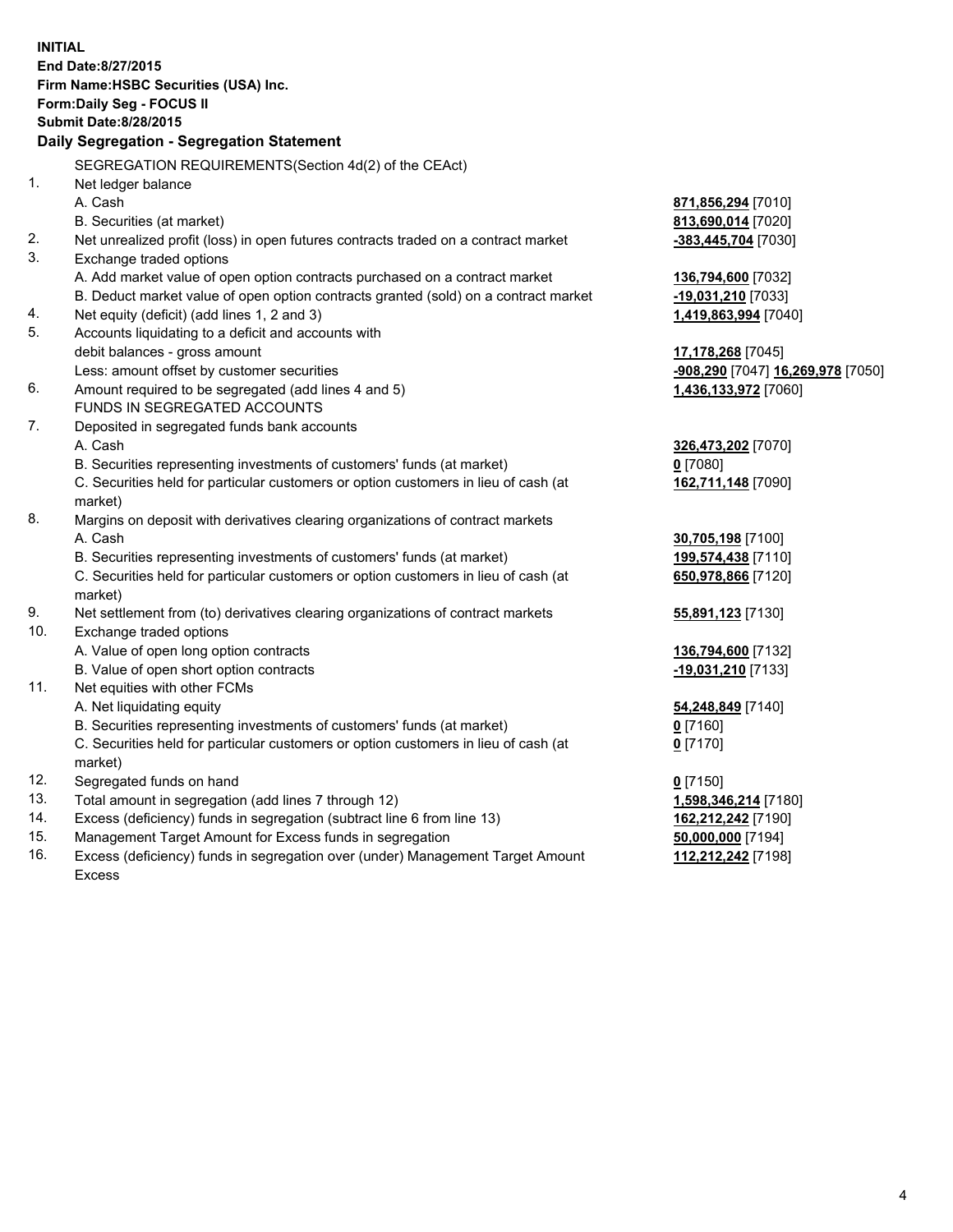**INITIAL**
**End Date:8/27/2015**
**Firm Name:HSBC Securities (USA) Inc.**
**Form:Daily Seg - FOCUS II**
**Submit Date:8/28/2015**

**Daily Segregation - Segregation Statement**

SEGREGATION REQUIREMENTS(Section 4d(2) of the CEAct)

| | | |
|---|---|---|
| 1. | Net ledger balance | |
| | A. Cash | **871,856,294** [7010] |
| | B. Securities (at market) | **813,690,014** [7020] |
| 2. | Net unrealized profit (loss) in open futures contracts traded on a contract market | **-383,445,704** [7030] |
| 3. | Exchange traded options | |
| | A. Add market value of open option contracts purchased on a contract market | **136,794,600** [7032] |
| | B. Deduct market value of open option contracts granted (sold) on a contract market | **-19,031,210** [7033] |
| 4. | Net equity (deficit) (add lines 1, 2 and 3) | **1,419,863,994** [7040] |
| 5. | Accounts liquidating to a deficit and accounts with debit balances - gross amount | **17,178,268** [7045] |
| | Less: amount offset by customer securities | **-908,290** [7047] **16,269,978** [7050] |
| 6. | Amount required to be segregated (add lines 4 and 5) | **1,436,133,972** [7060] |
| | FUNDS IN SEGREGATED ACCOUNTS | |
| 7. | Deposited in segregated funds bank accounts | |
| | A. Cash | **326,473,202** [7070] |
| | B. Securities representing investments of customers' funds (at market) | **0** [7080] |
| | C. Securities held for particular customers or option customers in lieu of cash (at market) | **162,711,148** [7090] |
| 8. | Margins on deposit with derivatives clearing organizations of contract markets | |
| | A. Cash | **30,705,198** [7100] |
| | B. Securities representing investments of customers' funds (at market) | **199,574,438** [7110] |
| | C. Securities held for particular customers or option customers in lieu of cash (at market) | **650,978,866** [7120] |
| 9. | Net settlement from (to) derivatives clearing organizations of contract markets | **55,891,123** [7130] |
| 10. | Exchange traded options | |
| | A. Value of open long option contracts | **136,794,600** [7132] |
| | B. Value of open short option contracts | **-19,031,210** [7133] |
| 11. | Net equities with other FCMs | |
| | A. Net liquidating equity | **54,248,849** [7140] |
| | B. Securities representing investments of customers' funds (at market) | **0** [7160] |
| | C. Securities held for particular customers or option customers in lieu of cash (at market) | **0** [7170] |
| 12. | Segregated funds on hand | **0** [7150] |
| 13. | Total amount in segregation (add lines 7 through 12) | **1,598,346,214** [7180] |
| 14. | Excess (deficiency) funds in segregation (subtract line 6 from line 13) | **162,212,242** [7190] |
| 15. | Management Target Amount for Excess funds in segregation | **50,000,000** [7194] |
| 16. | Excess (deficiency) funds in segregation over (under) Management Target Amount Excess | **112,212,242** [7198] |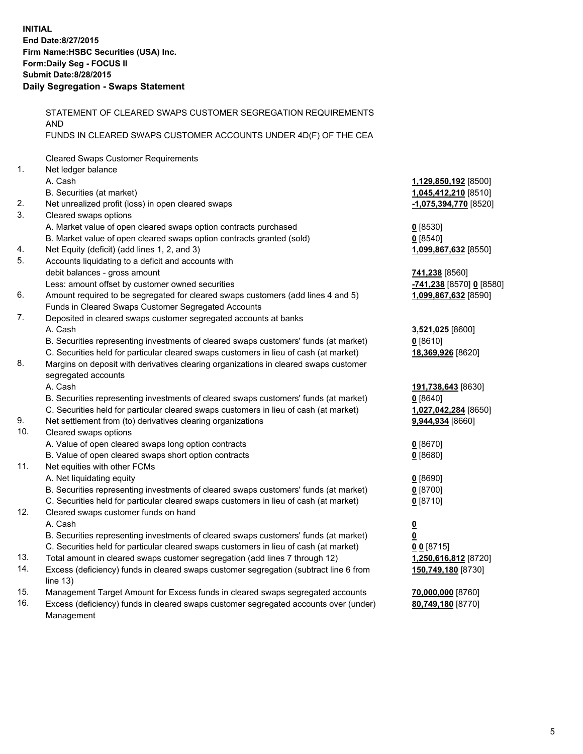**INITIAL**
**End Date:8/27/2015**
**Firm Name:HSBC Securities (USA) Inc.**
**Form:Daily Seg - FOCUS II**
**Submit Date:8/28/2015**
**Daily Segregation - Swaps Statement**

STATEMENT OF CLEARED SWAPS CUSTOMER SEGREGATION REQUIREMENTS AND FUNDS IN CLEARED SWAPS CUSTOMER ACCOUNTS UNDER 4D(F) OF THE CEA

| | | |
|---|---|---|
| | Cleared Swaps Customer Requirements | |
| 1. | Net ledger balance | |
| | A. Cash | **1,129,850,192** [8500] |
| | B. Securities (at market) | **1,045,412,210** [8510] |
| 2. | Net unrealized profit (loss) in open cleared swaps | **-1,075,394,770** [8520] |
| 3. | Cleared swaps options | |
| | A. Market value of open cleared swaps option contracts purchased | **0** [8530] |
| | B. Market value of open cleared swaps option contracts granted (sold) | **0** [8540] |
| 4. | Net Equity (deficit) (add lines 1, 2, and 3) | **1,099,867,632** [8550] |
| 5. | Accounts liquidating to a deficit and accounts with debit balances - gross amount | **741,238** [8560] |
| | Less: amount offset by customer owned securities | **-741,238** [8570] **0** [8580] |
| 6. | Amount required to be segregated for cleared swaps customers (add lines 4 and 5) | **1,099,867,632** [8590] |
| | Funds in Cleared Swaps Customer Segregated Accounts | |
| 7. | Deposited in cleared swaps customer segregated accounts at banks | |
| | A. Cash | **3,521,025** [8600] |
| | B. Securities representing investments of cleared swaps customers' funds (at market) | **0** [8610] |
| | C. Securities held for particular cleared swaps customers in lieu of cash (at market) | **18,369,926** [8620] |
| 8. | Margins on deposit with derivatives clearing organizations in cleared swaps customer segregated accounts | |
| | A. Cash | **191,738,643** [8630] |
| | B. Securities representing investments of cleared swaps customers' funds (at market) | **0** [8640] |
| | C. Securities held for particular cleared swaps customers in lieu of cash (at market) | **1,027,042,284** [8650] |
| 9. | Net settlement from (to) derivatives clearing organizations | **9,944,934** [8660] |
| 10. | Cleared swaps options | |
| | A. Value of open cleared swaps long option contracts | **0** [8670] |
| | B. Value of open cleared swaps short option contracts | **0** [8680] |
| 11. | Net equities with other FCMs | |
| | A. Net liquidating equity | **0** [8690] |
| | B. Securities representing investments of cleared swaps customers' funds (at market) | **0** [8700] |
| | C. Securities held for particular cleared swaps customers in lieu of cash (at market) | **0** [8710] |
| 12. | Cleared swaps customer funds on hand | |
| | A. Cash | **0** |
| | B. Securities representing investments of cleared swaps customers' funds (at market) | **0** |
| | C. Securities held for particular cleared swaps customers in lieu of cash (at market) | **0** **0** [8715] |
| 13. | Total amount in cleared swaps customer segregation (add lines 7 through 12) | **1,250,616,812** [8720] |
| 14. | Excess (deficiency) funds in cleared swaps customer segregation (subtract line 6 from line 13) | **150,749,180** [8730] |
| 15. | Management Target Amount for Excess funds in cleared swaps segregated accounts | **70,000,000** [8760] |
| 16. | Excess (deficiency) funds in cleared swaps customer segregated accounts over (under) Management | **80,749,180** [8770] |